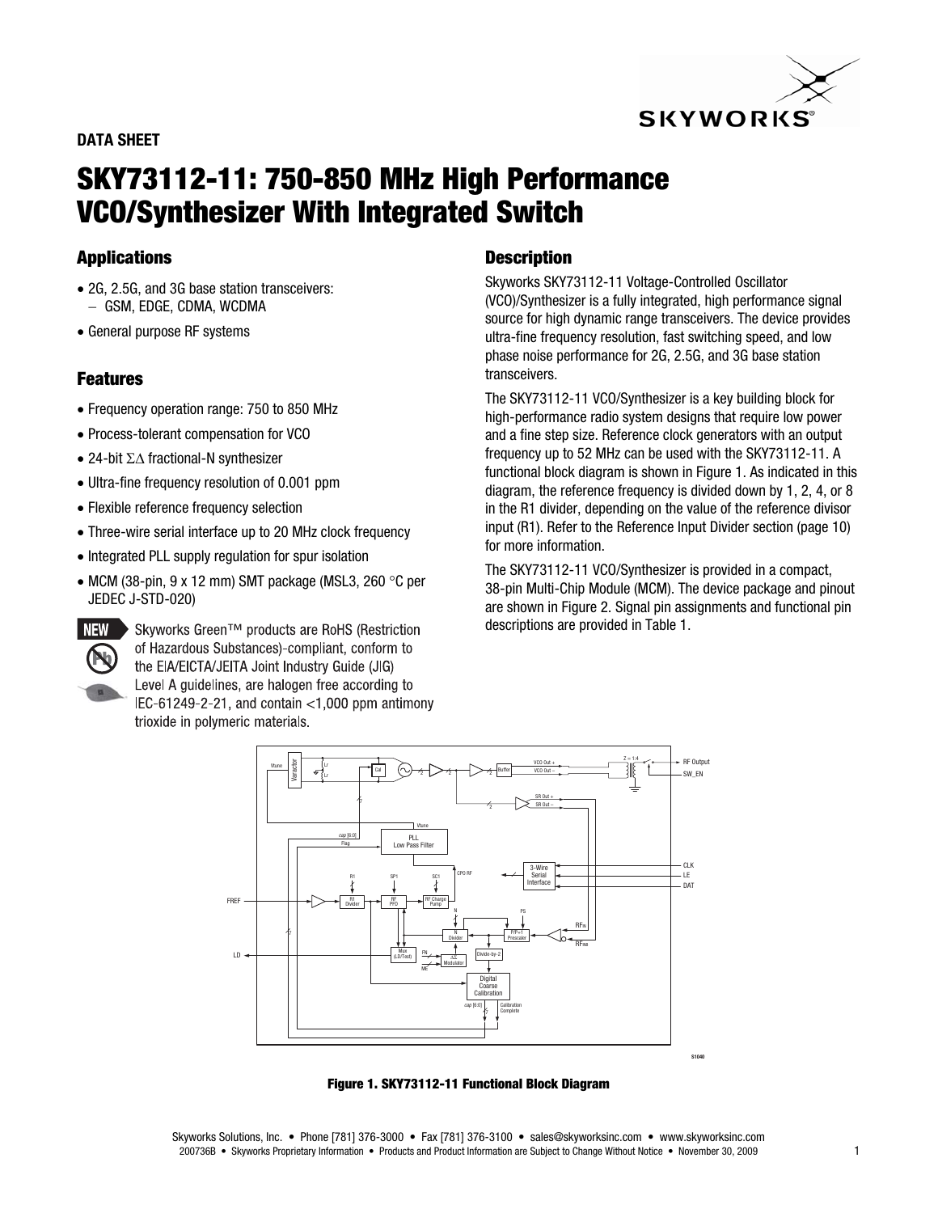**DATA SHEET**

# SKY73112-11: 750-850 MHz High Performance VCO/Synthesizer With Integrated Switch

## Applications

- 2G, 2.5G, and 3G base station transceivers:
  - GSM, EDGE, CDMA, WCDMA
- General purpose RF systems

## Features

- Frequency operation range: 750 to 850 MHz
- Process-tolerant compensation for VCO
- 24-bit ΣΔ fractional-N synthesizer
- Ultra-fine frequency resolution of 0.001 ppm
- Flexible reference frequency selection
- Three-wire serial interface up to 20 MHz clock frequency
- Integrated PLL supply regulation for spur isolation
- MCM (38-pin, 9 x 12 mm) SMT package (MSL3, 260 °C per JEDEC J-STD-020)

**NEW** Skyworks Green™ products are RoHS (Restriction of Hazardous Substances)-compliant, conform to the EIA/EICTA/JEITA Joint Industry Guide (JIG) Level A guidelines, are halogen free according to IEC-61249-2-21, and contain <1,000 ppm antimony trioxide in polymeric materials.

## Description

Skyworks SKY73112-11 Voltage-Controlled Oscillator (VCO)/Synthesizer is a fully integrated, high performance signal source for high dynamic range transceivers. The device provides ultra-fine frequency resolution, fast switching speed, and low phase noise performance for 2G, 2.5G, and 3G base station transceivers.

The SKY73112-11 VCO/Synthesizer is a key building block for high-performance radio system designs that require low power and a fine step size. Reference clock generators with an output frequency up to 52 MHz can be used with the SKY73112-11. A functional block diagram is shown in Figure 1. As indicated in this diagram, the reference frequency is divided down by 1, 2, 4, or 8 in the R1 divider, depending on the value of the reference divisor input (R1). Refer to the Reference Input Divider section (page 10) for more information.

The SKY73112-11 VCO/Synthesizer is provided in a compact, 38-pin Multi-Chip Module (MCM). The device package and pinout are shown in Figure 2. Signal pin assignments and functional pin descriptions are provided in Table 1.

**Figure 1. SKY73112-11 Functional Block Diagram**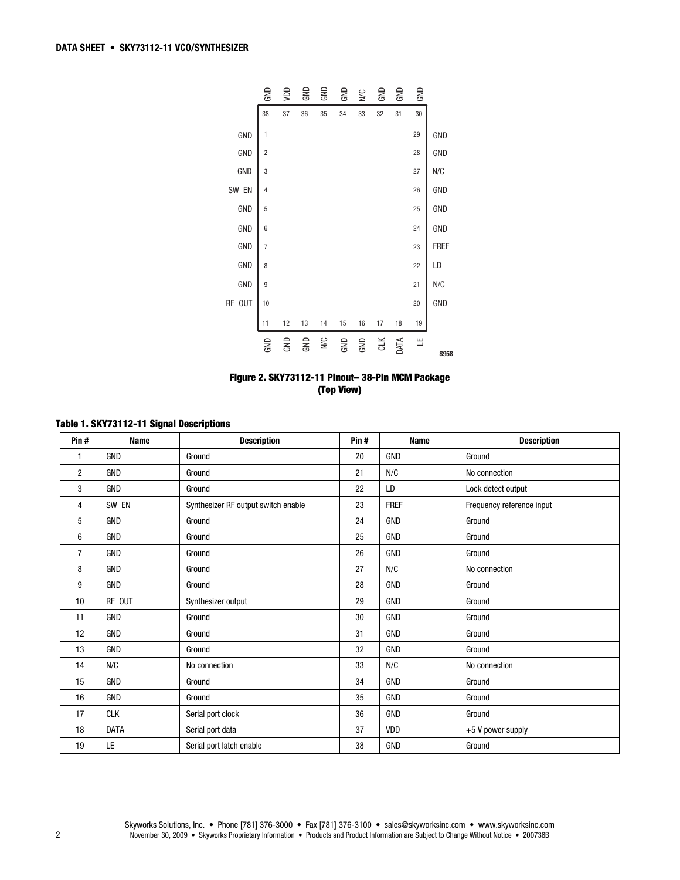Figure 2. SKY73112-11 Pinout– 38-Pin MCM Package (Top View)

**Table 1. SKY73112-11 Signal Descriptions**

| Pin # | Name | Description | Pin # | Name | Description |
|---|---|---|---|---|---|
| 1 | GND | Ground | 20 | GND | Ground |
| 2 | GND | Ground | 21 | N/C | No connection |
| 3 | GND | Ground | 22 | LD | Lock detect output |
| 4 | SW_EN | Synthesizer RF output switch enable | 23 | FREF | Frequency reference input |
| 5 | GND | Ground | 24 | GND | Ground |
| 6 | GND | Ground | 25 | GND | Ground |
| 7 | GND | Ground | 26 | GND | Ground |
| 8 | GND | Ground | 27 | N/C | No connection |
| 9 | GND | Ground | 28 | GND | Ground |
| 10 | RF_OUT | Synthesizer output | 29 | GND | Ground |
| 11 | GND | Ground | 30 | GND | Ground |
| 12 | GND | Ground | 31 | GND | Ground |
| 13 | GND | Ground | 32 | GND | Ground |
| 14 | N/C | No connection | 33 | N/C | No connection |
| 15 | GND | Ground | 34 | GND | Ground |
| 16 | GND | Ground | 35 | GND | Ground |
| 17 | CLK | Serial port clock | 36 | GND | Ground |
| 18 | DATA | Serial port data | 37 | VDD | +5 V power supply |
| 19 | LE | Serial port latch enable | 38 | GND | Ground |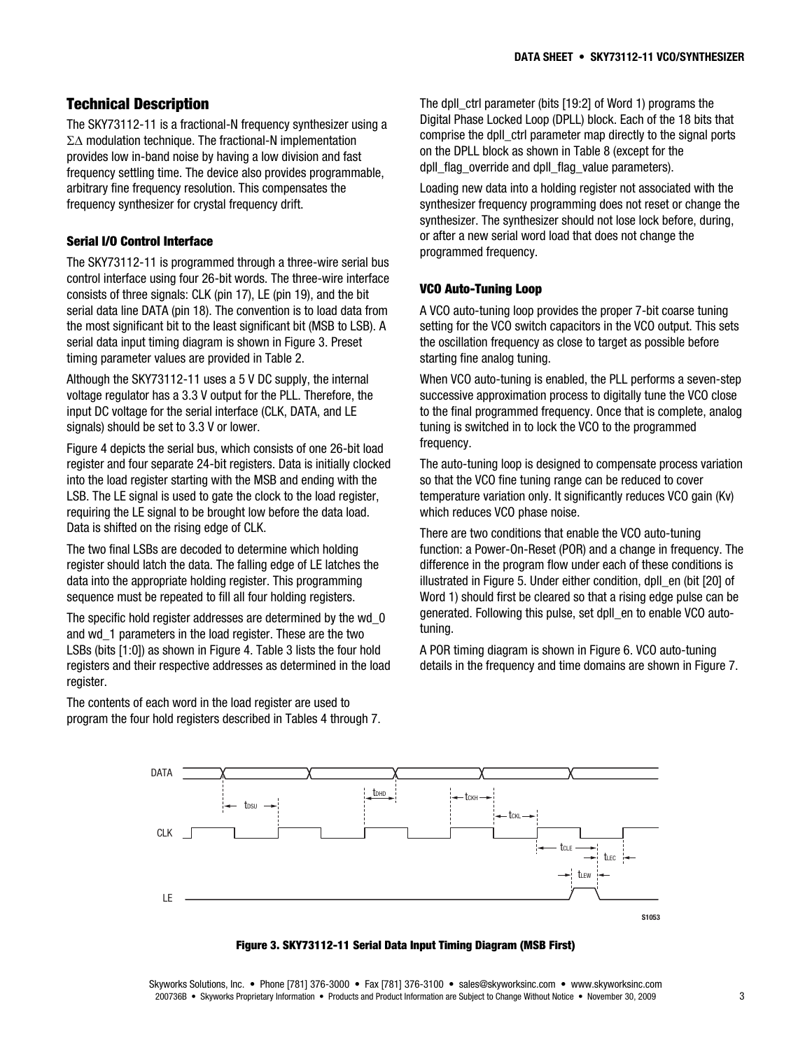## Technical Description

The SKY73112-11 is a fractional-N frequency synthesizer using a ΣΔ modulation technique. The fractional-N implementation provides low in-band noise by having a low division and fast frequency settling time. The device also provides programmable, arbitrary fine frequency resolution. This compensates the frequency synthesizer for crystal frequency drift.

### Serial I/O Control Interface

The SKY73112-11 is programmed through a three-wire serial bus control interface using four 26-bit words. The three-wire interface consists of three signals: CLK (pin 17), LE (pin 19), and the bit serial data line DATA (pin 18). The convention is to load data from the most significant bit to the least significant bit (MSB to LSB). A serial data input timing diagram is shown in Figure 3. Preset timing parameter values are provided in Table 2.

Although the SKY73112-11 uses a 5 V DC supply, the internal voltage regulator has a 3.3 V output for the PLL. Therefore, the input DC voltage for the serial interface (CLK, DATA, and LE signals) should be set to 3.3 V or lower.

Figure 4 depicts the serial bus, which consists of one 26-bit load register and four separate 24-bit registers. Data is initially clocked into the load register starting with the MSB and ending with the LSB. The LE signal is used to gate the clock to the load register, requiring the LE signal to be brought low before the data load. Data is shifted on the rising edge of CLK.

The two final LSBs are decoded to determine which holding register should latch the data. The falling edge of LE latches the data into the appropriate holding register. This programming sequence must be repeated to fill all four holding registers.

The specific hold register addresses are determined by the wd_0 and wd_1 parameters in the load register. These are the two LSBs (bits [1:0]) as shown in Figure 4. Table 3 lists the four hold registers and their respective addresses as determined in the load register.

The contents of each word in the load register are used to program the four hold registers described in Tables 4 through 7.

The dpll_ctrl parameter (bits [19:2] of Word 1) programs the Digital Phase Locked Loop (DPLL) block. Each of the 18 bits that comprise the dpll_ctrl parameter map directly to the signal ports on the DPLL block as shown in Table 8 (except for the dpll_flag_override and dpll_flag_value parameters).

Loading new data into a holding register not associated with the synthesizer frequency programming does not reset or change the synthesizer. The synthesizer should not lose lock before, during, or after a new serial word load that does not change the programmed frequency.

### VCO Auto-Tuning Loop

A VCO auto-tuning loop provides the proper 7-bit coarse tuning setting for the VCO switch capacitors in the VCO output. This sets the oscillation frequency as close to target as possible before starting fine analog tuning.

When VCO auto-tuning is enabled, the PLL performs a seven-step successive approximation process to digitally tune the VCO close to the final programmed frequency. Once that is complete, analog tuning is switched in to lock the VCO to the programmed frequency.

The auto-tuning loop is designed to compensate process variation so that the VCO fine tuning range can be reduced to cover temperature variation only. It significantly reduces VCO gain (Kv) which reduces VCO phase noise.

There are two conditions that enable the VCO auto-tuning function: a Power-On-Reset (POR) and a change in frequency. The difference in the program flow under each of these conditions is illustrated in Figure 5. Under either condition, dpll_en (bit [20] of Word 1) should first be cleared so that a rising edge pulse can be generated. Following this pulse, set dpll_en to enable VCO auto-tuning.

A POR timing diagram is shown in Figure 6. VCO auto-tuning details in the frequency and time domains are shown in Figure 7.

**Figure 3. SKY73112-11 Serial Data Input Timing Diagram (MSB First)**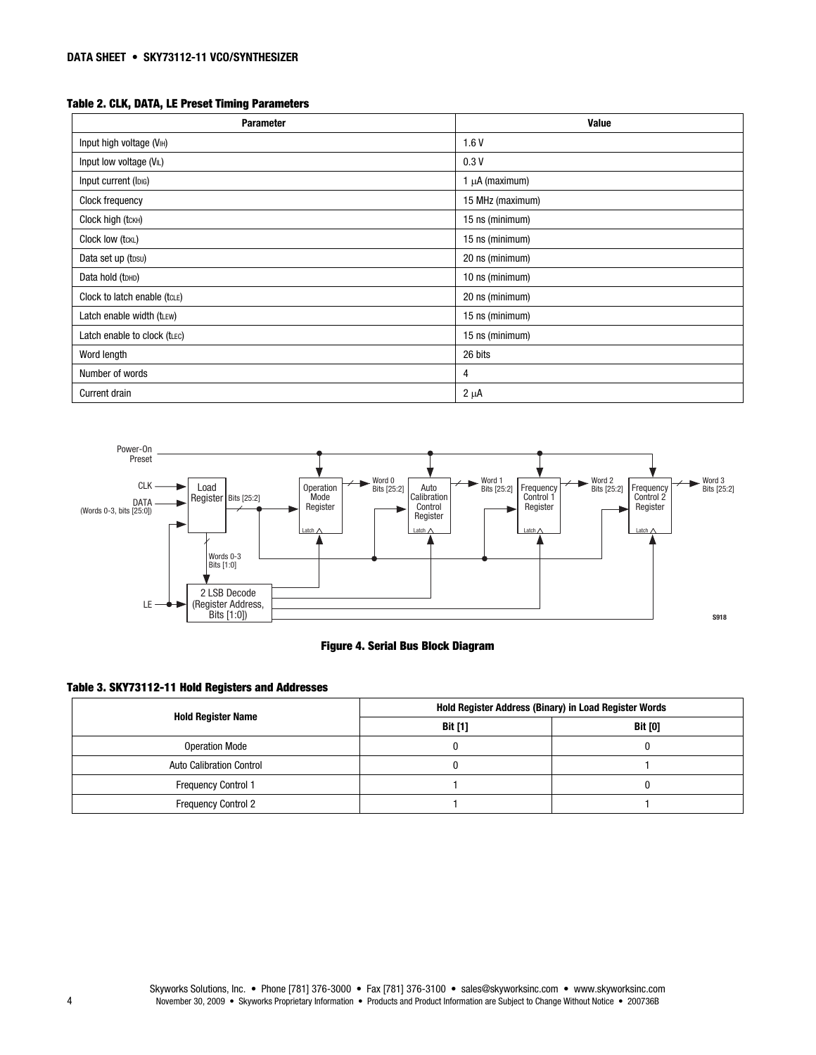**Table 2. CLK, DATA, LE Preset Timing Parameters**

| Parameter | Value |
|---|---|
| Input high voltage ($V_{IH}$) | 1.6 V |
| Input low voltage ($V_{IL}$) | 0.3 V |
| Input current ($I_{DIG}$) | 1 μA (maximum) |
| Clock frequency | 15 MHz (maximum) |
| Clock high ($t_{CKH}$) | 15 ns (minimum) |
| Clock low ($t_{CKL}$) | 15 ns (minimum) |
| Data set up ($t_{DSU}$) | 20 ns (minimum) |
| Data hold ($t_{DHD}$) | 10 ns (minimum) |
| Clock to latch enable ($t_{CLE}$) | 20 ns (minimum) |
| Latch enable width ($t_{LEW}$) | 15 ns (minimum) |
| Latch enable to clock ($t_{LEC}$) | 15 ns (minimum) |
| Word length | 26 bits |
| Number of words | 4 |
| Current drain | 2 μA |

**Figure 4. Serial Bus Block Diagram**

**Table 3. SKY73112-11 Hold Registers and Addresses**

| Hold Register Name | Hold Register Address (Binary) in Load Register Words | |
|---|---|---|
| | Bit [1] | Bit [0] |
| Operation Mode | 0 | 0 |
| Auto Calibration Control | 0 | 1 |
| Frequency Control 1 | 1 | 0 |
| Frequency Control 2 | 1 | 1 |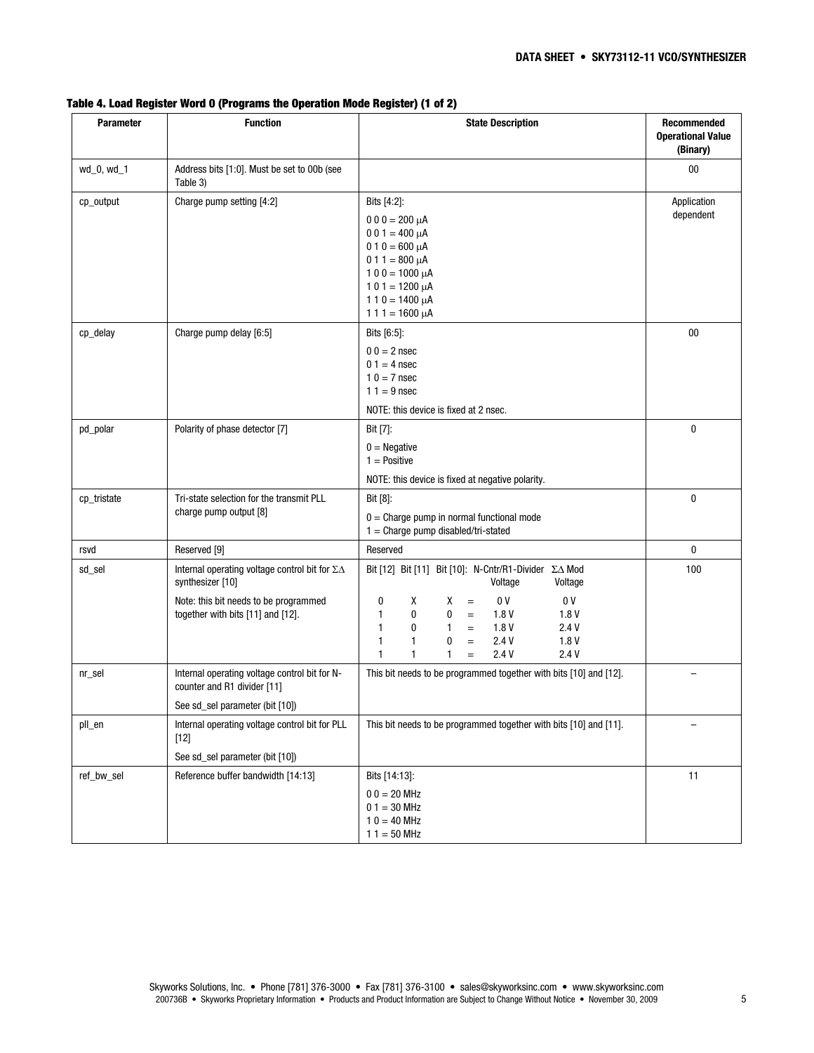**Table 4. Load Register Word 0 (Programs the Operation Mode Register) (1 of 2)**

| Parameter | Function | State Description | Recommended Operational Value (Binary) |
|---|---|---|---|
| wd_0, wd_1 | Address bits [1:0]. Must be set to 00b (see Table 3) | | 00 |
| cp_output | Charge pump setting [4:2] | Bits [4:2]:<br>0 0 0 = 200 μA<br>0 0 1 = 400 μA<br>0 1 0 = 600 μA<br>0 1 1 = 800 μA<br>1 0 0 = 1000 μA<br>1 0 1 = 1200 μA<br>1 1 0 = 1400 μA<br>1 1 1 = 1600 μA | Application dependent |
| cp_delay | Charge pump delay [6:5] | Bits [6:5]:<br>0 0 = 2 nsec<br>0 1 = 4 nsec<br>1 0 = 7 nsec<br>1 1 = 9 nsec<br>NOTE: this device is fixed at 2 nsec. | 00 |
| pd_polar | Polarity of phase detector [7] | Bit [7]:<br>0 = Negative<br>1 = Positive<br>NOTE: this device is fixed at negative polarity. | 0 |
| cp_tristate | Tri-state selection for the transmit PLL charge pump output [8] | Bit [8]:<br>0 = Charge pump in normal functional mode<br>1 = Charge pump disabled/tri-stated | 0 |
| rsvd | Reserved [9] | Reserved | 0 |
| sd_sel | Internal operating voltage control bit for ΣΔ synthesizer [10]<br>Note: this bit needs to be programmed together with bits [11] and [12]. | Bit [12] Bit [11] Bit [10]: N-Cntr/R1-Divider Voltage, ΣΔ Mod Voltage<br>0 X X = 0 V, 0 V<br>1 0 0 = 1.8 V, 1.8 V<br>1 0 1 = 1.8 V, 2.4 V<br>1 1 0 = 2.4 V, 1.8 V<br>1 1 1 = 2.4 V, 2.4 V | 100 |
| nr_sel | Internal operating voltage control bit for N-counter and R1 divider [11]<br>See sd_sel parameter (bit [10]) | This bit needs to be programmed together with bits [10] and [12]. | – |
| pll_en | Internal operating voltage control bit for PLL [12]<br>See sd_sel parameter (bit [10]) | This bit needs to be programmed together with bits [10] and [11]. | – |
| ref_bw_sel | Reference buffer bandwidth [14:13] | Bits [14:13]:<br>0 0 = 20 MHz<br>0 1 = 30 MHz<br>1 0 = 40 MHz<br>1 1 = 50 MHz | 11 |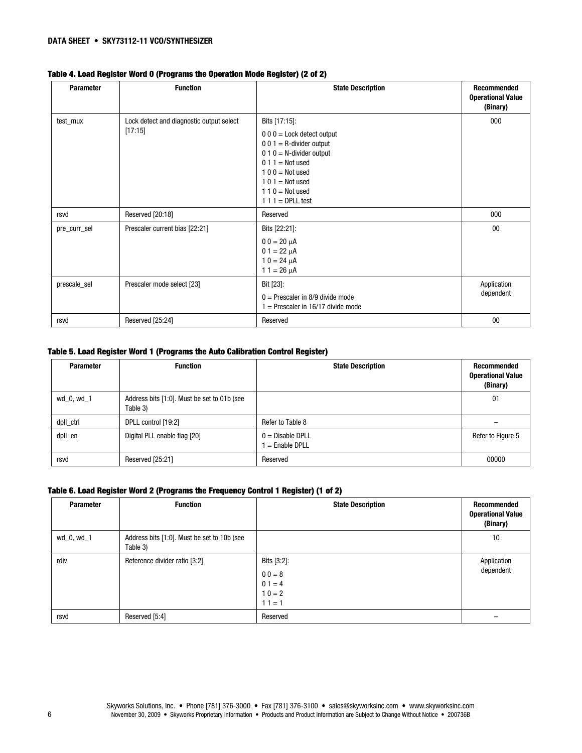**Table 4. Load Register Word 0 (Programs the Operation Mode Register) (2 of 2)**

| Parameter | Function | State Description | Recommended Operational Value (Binary) |
|---|---|---|---|
| test_mux | Lock detect and diagnostic output select [17:15] | Bits [17:15]:<br>0 0 0 = Lock detect output<br>0 0 1 = R-divider output<br>0 1 0 = N-divider output<br>0 1 1 = Not used<br>1 0 0 = Not used<br>1 0 1 = Not used<br>1 1 0 = Not used<br>1 1 1 = DPLL test | 000 |
| rsvd | Reserved [20:18] | Reserved | 000 |
| pre_curr_sel | Prescaler current bias [22:21] | Bits [22:21]:<br>0 0 = 20 μA<br>0 1 = 22 μA<br>1 0 = 24 μA<br>1 1 = 26 μA | 00 |
| prescale_sel | Prescaler mode select [23] | Bit [23]:<br>0 = Prescaler in 8/9 divide mode<br>1 = Prescaler in 16/17 divide mode | Application dependent |
| rsvd | Reserved [25:24] | Reserved | 00 |

**Table 5. Load Register Word 1 (Programs the Auto Calibration Control Register)**

| Parameter | Function | State Description | Recommended Operational Value (Binary) |
|---|---|---|---|
| wd_0, wd_1 | Address bits [1:0]. Must be set to 01b (see Table 3) | | 01 |
| dpll_ctrl | DPLL control [19:2] | Refer to Table 8 | – |
| dpll_en | Digital PLL enable flag [20] | 0 = Disable DPLL<br>1 = Enable DPLL | Refer to Figure 5 |
| rsvd | Reserved [25:21] | Reserved | 00000 |

**Table 6. Load Register Word 2 (Programs the Frequency Control 1 Register) (1 of 2)**

| Parameter | Function | State Description | Recommended Operational Value (Binary) |
|---|---|---|---|
| wd_0, wd_1 | Address bits [1:0]. Must be set to 10b (see Table 3) | | 10 |
| rdiv | Reference divider ratio [3:2] | Bits [3:2]:<br>0 0 = 8<br>0 1 = 4<br>1 0 = 2<br>1 1 = 1 | Application dependent |
| rsvd | Reserved [5:4] | Reserved | – |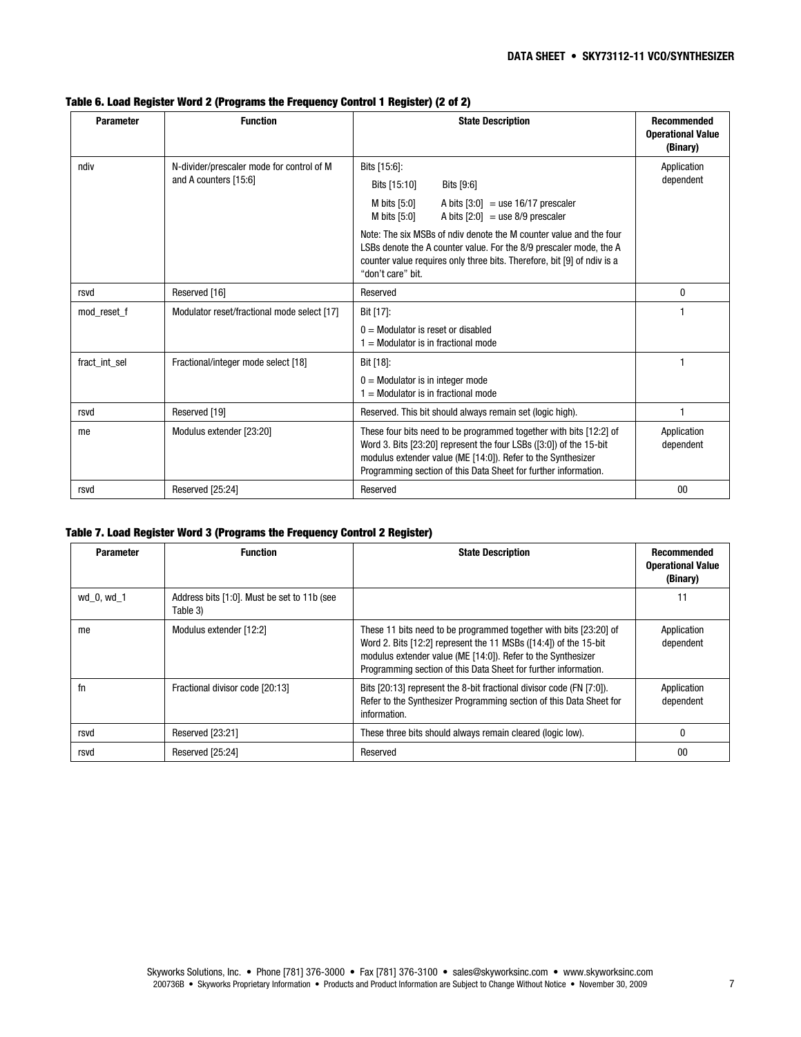**Table 6. Load Register Word 2 (Programs the Frequency Control 1 Register) (2 of 2)**

| Parameter | Function | State Description | Recommended Operational Value (Binary) |
|---|---|---|---|
| ndiv | N-divider/prescaler mode for control of M and A counters [15:6] | Bits [15:6]:<br>Bits [15:10] Bits [9:6]<br>M bits [5:0] A bits [3:0] = use 16/17 prescaler<br>M bits [5:0] A bits [2:0] = use 8/9 prescaler<br>Note: The six MSBs of ndiv denote the M counter value and the four LSBs denote the A counter value. For the 8/9 prescaler mode, the A counter value requires only three bits. Therefore, bit [9] of ndiv is a "don't care" bit. | Application dependent |
| rsvd | Reserved [16] | Reserved | 0 |
| mod_reset_f | Modulator reset/fractional mode select [17] | Bit [17]:<br>0 = Modulator is reset or disabled<br>1 = Modulator is in fractional mode | 1 |
| fract_int_sel | Fractional/integer mode select [18] | Bit [18]:<br>0 = Modulator is in integer mode<br>1 = Modulator is in fractional mode | 1 |
| rsvd | Reserved [19] | Reserved. This bit should always remain set (logic high). | 1 |
| me | Modulus extender [23:20] | These four bits need to be programmed together with bits [12:2] of Word 3. Bits [23:20] represent the four LSBs ([3:0]) of the 15-bit modulus extender value (ME [14:0]). Refer to the Synthesizer Programming section of this Data Sheet for further information. | Application dependent |
| rsvd | Reserved [25:24] | Reserved | 00 |

**Table 7. Load Register Word 3 (Programs the Frequency Control 2 Register)**

| Parameter | Function | State Description | Recommended Operational Value (Binary) |
|---|---|---|---|
| wd_0, wd_1 | Address bits [1:0]. Must be set to 11b (see Table 3) | | 11 |
| me | Modulus extender [12:2] | These 11 bits need to be programmed together with bits [23:20] of Word 2. Bits [12:2] represent the 11 MSBs ([14:4]) of the 15-bit modulus extender value (ME [14:0]). Refer to the Synthesizer Programming section of this Data Sheet for further information. | Application dependent |
| fn | Fractional divisor code [20:13] | Bits [20:13] represent the 8-bit fractional divisor code (FN [7:0]). Refer to the Synthesizer Programming section of this Data Sheet for information. | Application dependent |
| rsvd | Reserved [23:21] | These three bits should always remain cleared (logic low). | 0 |
| rsvd | Reserved [25:24] | Reserved | 00 |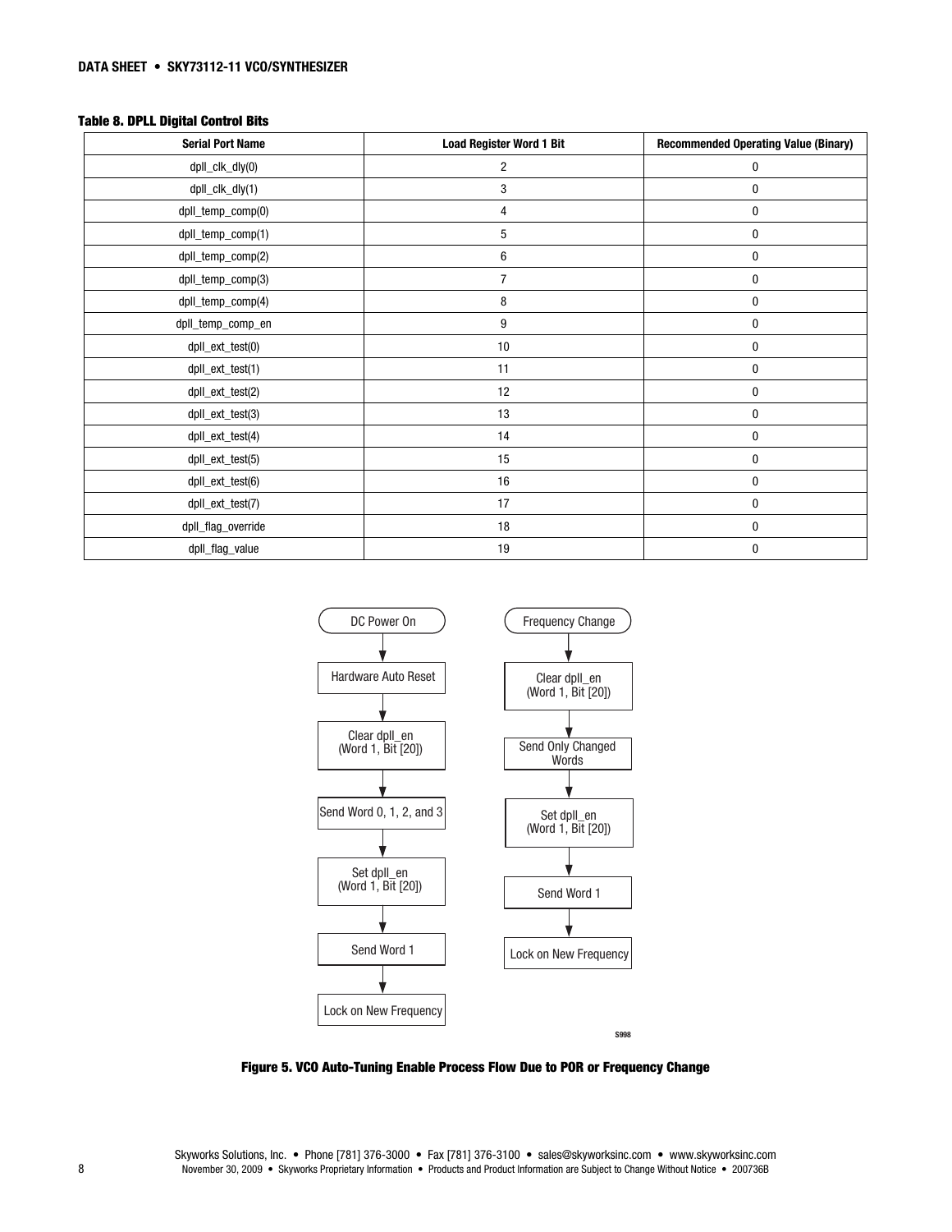**Table 8. DPLL Digital Control Bits**

| Serial Port Name | Load Register Word 1 Bit | Recommended Operating Value (Binary) |
|---|---|---|
| dpll_clk_dly(0) | 2 | 0 |
| dpll_clk_dly(1) | 3 | 0 |
| dpll_temp_comp(0) | 4 | 0 |
| dpll_temp_comp(1) | 5 | 0 |
| dpll_temp_comp(2) | 6 | 0 |
| dpll_temp_comp(3) | 7 | 0 |
| dpll_temp_comp(4) | 8 | 0 |
| dpll_temp_comp_en | 9 | 0 |
| dpll_ext_test(0) | 10 | 0 |
| dpll_ext_test(1) | 11 | 0 |
| dpll_ext_test(2) | 12 | 0 |
| dpll_ext_test(3) | 13 | 0 |
| dpll_ext_test(4) | 14 | 0 |
| dpll_ext_test(5) | 15 | 0 |
| dpll_ext_test(6) | 16 | 0 |
| dpll_ext_test(7) | 17 | 0 |
| dpll_flag_override | 18 | 0 |
| dpll_flag_value | 19 | 0 |

DC Power On → Hardware Auto Reset → Clear dpll_en (Word 1, Bit [20]) → Send Word 0, 1, 2, and 3 → Set dpll_en (Word 1, Bit [20]) → Send Word 1 → Lock on New Frequency

Frequency Change → Clear dpll_en (Word 1, Bit [20]) → Send Only Changed Words → Set dpll_en (Word 1, Bit [20]) → Send Word 1 → Lock on New Frequency

S998

**Figure 5. VCO Auto-Tuning Enable Process Flow Due to POR or Frequency Change**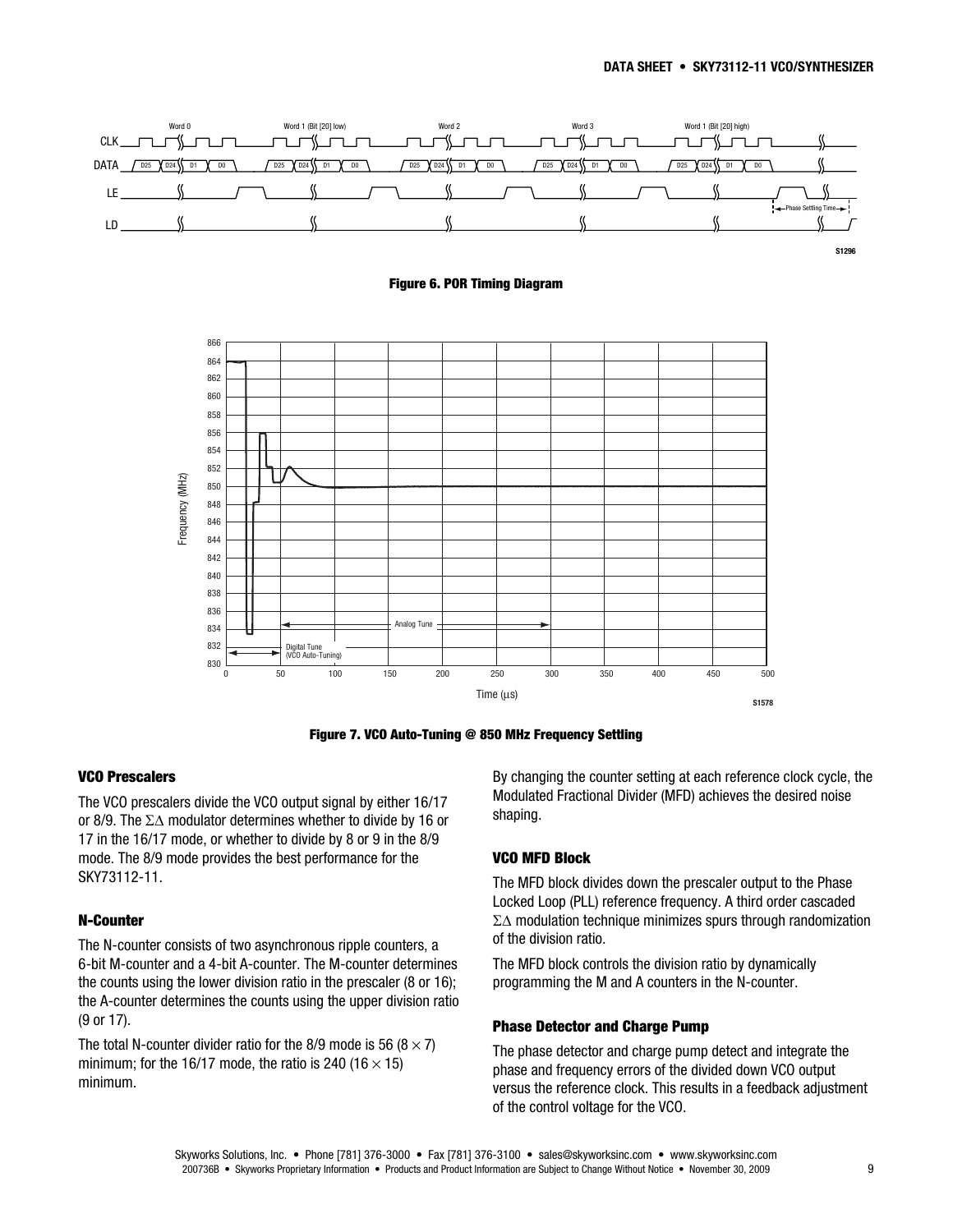**Figure 6. POR Timing Diagram**

**Figure 7. VCO Auto-Tuning @ 850 MHz Frequency Settling**

### VCO Prescalers

The VCO prescalers divide the VCO output signal by either 16/17 or 8/9. The ΣΔ modulator determines whether to divide by 16 or 17 in the 16/17 mode, or whether to divide by 8 or 9 in the 8/9 mode. The 8/9 mode provides the best performance for the SKY73112-11.

### N-Counter

The N-counter consists of two asynchronous ripple counters, a 6-bit M-counter and a 4-bit A-counter. The M-counter determines the counts using the lower division ratio in the prescaler (8 or 16); the A-counter determines the counts using the upper division ratio (9 or 17).

The total N-counter divider ratio for the 8/9 mode is 56 ($8 \times 7$) minimum; for the 16/17 mode, the ratio is 240 ($16 \times 15$) minimum.

By changing the counter setting at each reference clock cycle, the Modulated Fractional Divider (MFD) achieves the desired noise shaping.

### VCO MFD Block

The MFD block divides down the prescaler output to the Phase Locked Loop (PLL) reference frequency. A third order cascaded ΣΔ modulation technique minimizes spurs through randomization of the division ratio.

The MFD block controls the division ratio by dynamically programming the M and A counters in the N-counter.

### Phase Detector and Charge Pump

The phase detector and charge pump detect and integrate the phase and frequency errors of the divided down VCO output versus the reference clock. This results in a feedback adjustment of the control voltage for the VCO.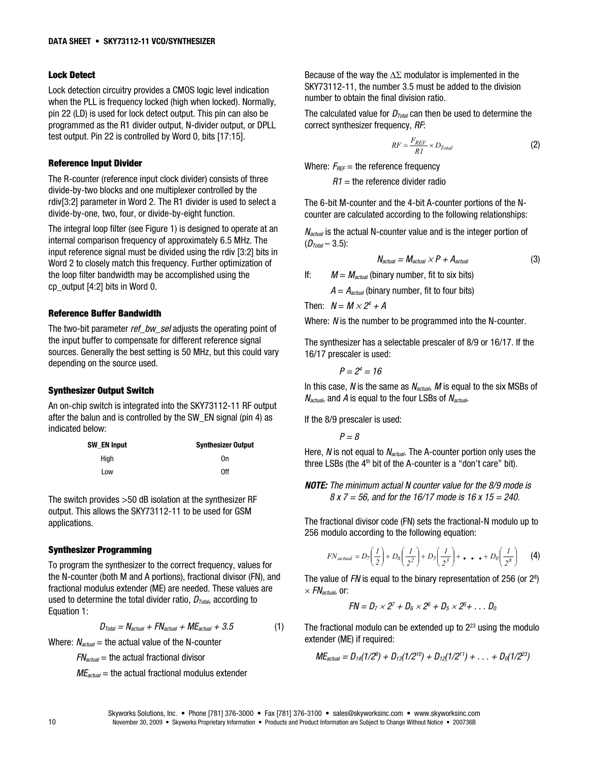### Lock Detect

Lock detection circuitry provides a CMOS logic level indication when the PLL is frequency locked (high when locked). Normally, pin 22 (LD) is used for lock detect output. This pin can also be programmed as the R1 divider output, N-divider output, or DPLL test output. Pin 22 is controlled by Word 0, bits [17:15].

### Reference Input Divider

The R-counter (reference input clock divider) consists of three divide-by-two blocks and one multiplexer controlled by the rdiv[3:2] parameter in Word 2. The R1 divider is used to select a divide-by-one, two, four, or divide-by-eight function.

The integral loop filter (see Figure 1) is designed to operate at an internal comparison frequency of approximately 6.5 MHz. The input reference signal must be divided using the rdiv [3:2] bits in Word 2 to closely match this frequency. Further optimization of the loop filter bandwidth may be accomplished using the cp_output [4:2] bits in Word 0.

### Reference Buffer Bandwidth

The two-bit parameter *ref_bw_sel* adjusts the operating point of the input buffer to compensate for different reference signal sources. Generally the best setting is 50 MHz, but this could vary depending on the source used.

### Synthesizer Output Switch

An on-chip switch is integrated into the SKY73112-11 RF output after the balun and is controlled by the SW_EN signal (pin 4) as indicated below:

| SW_EN Input | Synthesizer Output |
|---|---|
| High | On |
| Low | Off |

The switch provides >50 dB isolation at the synthesizer RF output. This allows the SKY73112-11 to be used for GSM applications.

### Synthesizer Programming

To program the synthesizer to the correct frequency, values for the N-counter (both M and A portions), fractional divisor (FN), and fractional modulus extender (ME) are needed. These values are used to determine the total divider ratio, $D_{Total}$, according to Equation 1:

$$D_{Total} = N_{actual} + FN_{actual} + ME_{actual} + 3.5 \tag{1}$$

Where: $N_{actual}$ = the actual value of the N-counter

$FN_{actual}$ = the actual fractional divisor

$ME_{actual}$ = the actual fractional modulus extender

Because of the way the $\Delta\Sigma$ modulator is implemented in the SKY73112-11, the number 3.5 must be added to the division number to obtain the final division ratio.

The calculated value for $D_{Total}$ can then be used to determine the correct synthesizer frequency, *RF*:

$$RF = \frac{F_{REF}}{R1} \times D_{Total} \tag{2}$$

Where: $F_{REF}$ = the reference frequency

$R1$ = the reference divider radio

The 6-bit M-counter and the 4-bit A-counter portions of the N-counter are calculated according to the following relationships:

$N_{actual}$ is the actual N-counter value and is the integer portion of ($D_{Total}$ – 3.5):

$$N_{actual} = M_{actual} \times P + A_{actual} \tag{3}$$

If: $M = M_{actual}$ (binary number, fit to six bits)

$A = A_{actual}$ (binary number, fit to four bits)

Then: $N = M \times 2^4 + A$

Where: $N$ is the number to be programmed into the N-counter.

The synthesizer has a selectable prescaler of 8/9 or 16/17. If the 16/17 prescaler is used:

$P = 2^4 = 16$

In this case, $N$ is the same as $N_{actual}$, $M$ is equal to the six MSBs of $N_{actual}$, and $A$ is equal to the four LSBs of $N_{actual}$.

If the 8/9 prescaler is used:

$P = 8$

Here, $N$ is not equal to $N_{actual}$. The A-counter portion only uses the three LSBs (the 4th bit of the A-counter is a “don’t care” bit).

***NOTE:*** *The minimum actual N counter value for the 8/9 mode is 8 x 7 = 56, and for the 16/17 mode is 16 x 15 = 240.*

The fractional divisor code (FN) sets the fractional-N modulo up to 256 modulo according to the following equation:

$$FN_{actual} = D_7\left(\frac{1}{2}\right) + D_6\left(\frac{1}{2^2}\right) + D_5\left(\frac{1}{2^3}\right) + \cdots + D_0\left(\frac{1}{2^8}\right) \tag{4}$$

The value of $FN$ is equal to the binary representation of 256 (or $2^8$) $\times FN_{actual}$, or:

$$FN = D_7 \times 2^7 + D_6 \times 2^6 + D_5 \times 2^5 + \ldots D_0$$

The fractional modulo can be extended up to $2^{23}$ using the modulo extender (ME) if required:

$$ME_{actual} = D_{14}(1/2^9) + D_{13}(1/2^{10}) + D_{12}(1/2^{11}) + \ldots + D_0(1/2^{23})$$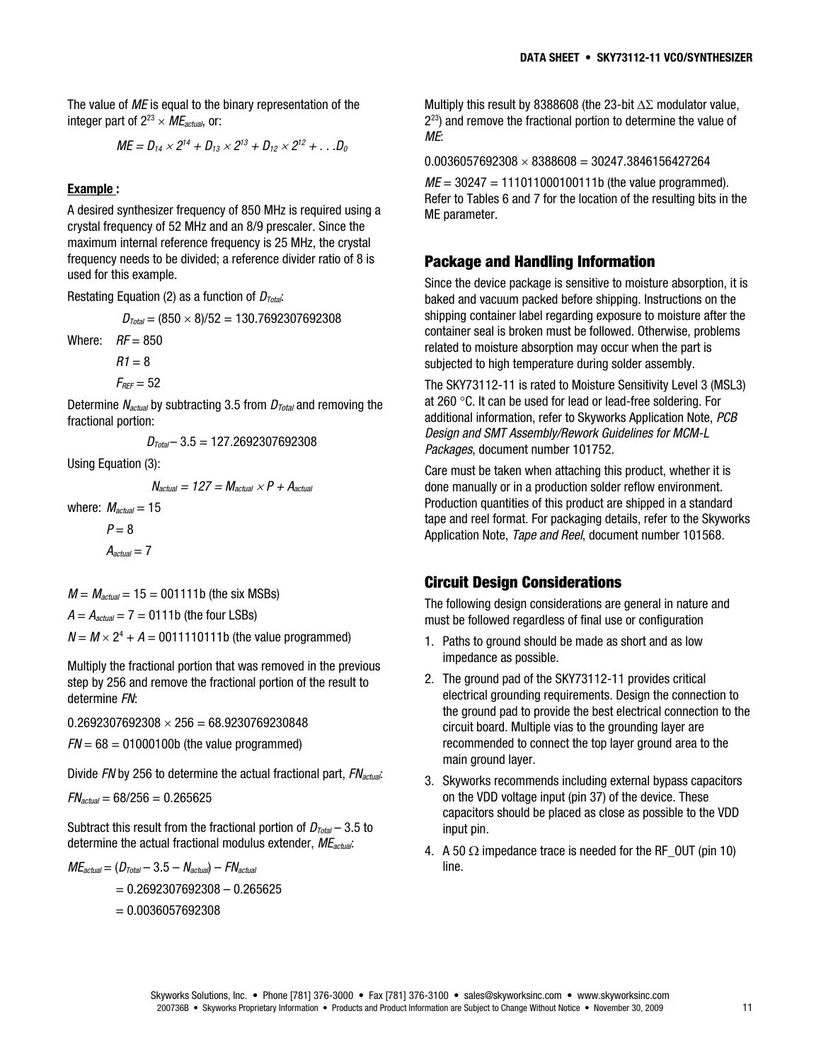The value of $ME$ is equal to the binary representation of the integer part of $2^{23} \times ME_{actual}$, or:

$$ME = D_{14} \times 2^{14} + D_{13} \times 2^{13} + D_{12} \times 2^{12} + \ldots D_0$$

**Example :**

A desired synthesizer frequency of 850 MHz is required using a crystal frequency of 52 MHz and an 8/9 prescaler. Since the maximum internal reference frequency is 25 MHz, the crystal frequency needs to be divided; a reference divider ratio of 8 is used for this example.

Restating Equation (2) as a function of $D_{Total}$:

$$D_{Total} = (850 \times 8)/52 = 130.7692307692308$$

Where: $RF = 850$

$R1 = 8$

$F_{REF} = 52$

Determine $N_{actual}$ by subtracting 3.5 from $D_{Total}$ and removing the fractional portion:

$$D_{Total} - 3.5 = 127.2692307692308$$

Using Equation (3):

$$N_{actual} = 127 = M_{actual} \times P + A_{actual}$$

where: $M_{actual} = 15$

$P = 8$

$A_{actual} = 7$

$M = M_{actual} = 15 = 001111\text{b}$ (the six MSBs)

$A = A_{actual} = 7 = 0111\text{b}$ (the four LSBs)

$N = M \times 2^4 + A = 0011110111\text{b}$ (the value programmed)

Multiply the fractional portion that was removed in the previous step by 256 and remove the fractional portion of the result to determine $FN$:

$0.2692307692308 \times 256 = 68.9230769230848$

$FN = 68 = 01000100\text{b}$ (the value programmed)

Divide $FN$ by 256 to determine the actual fractional part, $FN_{actual}$:

$FN_{actual} = 68/256 = 0.265625$

Subtract this result from the fractional portion of $D_{Total} - 3.5$ to determine the actual fractional modulus extender, $ME_{actual}$:

$$\begin{aligned} ME_{actual} &= (D_{Total} - 3.5 - N_{actual}) - FN_{actual} \\ &= 0.2692307692308 - 0.265625 \\ &= 0.0036057692308 \end{aligned}$$

Multiply this result by 8388608 (the 23-bit $\Delta\Sigma$ modulator value, $2^{23}$) and remove the fractional portion to determine the value of $ME$:

$0.0036057692308 \times 8388608 = 30247.3846156427264$

$ME = 30247 = 111011000100111\text{b}$ (the value programmed). Refer to Tables 6 and 7 for the location of the resulting bits in the ME parameter.

## Package and Handling Information

Since the device package is sensitive to moisture absorption, it is baked and vacuum packed before shipping. Instructions on the shipping container label regarding exposure to moisture after the container seal is broken must be followed. Otherwise, problems related to moisture absorption may occur when the part is subjected to high temperature during solder assembly.

The SKY73112-11 is rated to Moisture Sensitivity Level 3 (MSL3) at 260 °C. It can be used for lead or lead-free soldering. For additional information, refer to Skyworks Application Note, *PCB Design and SMT Assembly/Rework Guidelines for MCM-L Packages*, document number 101752.

Care must be taken when attaching this product, whether it is done manually or in a production solder reflow environment. Production quantities of this product are shipped in a standard tape and reel format. For packaging details, refer to the Skyworks Application Note, *Tape and Reel*, document number 101568.

## Circuit Design Considerations

The following design considerations are general in nature and must be followed regardless of final use or configuration

1. Paths to ground should be made as short and as low impedance as possible.
2. The ground pad of the SKY73112-11 provides critical electrical grounding requirements. Design the connection to the ground pad to provide the best electrical connection to the circuit board. Multiple vias to the grounding layer are recommended to connect the top layer ground area to the main ground layer.
3. Skyworks recommends including external bypass capacitors on the VDD voltage input (pin 37) of the device. These capacitors should be placed as close as possible to the VDD input pin.
4. A 50 Ω impedance trace is needed for the RF_OUT (pin 10) line.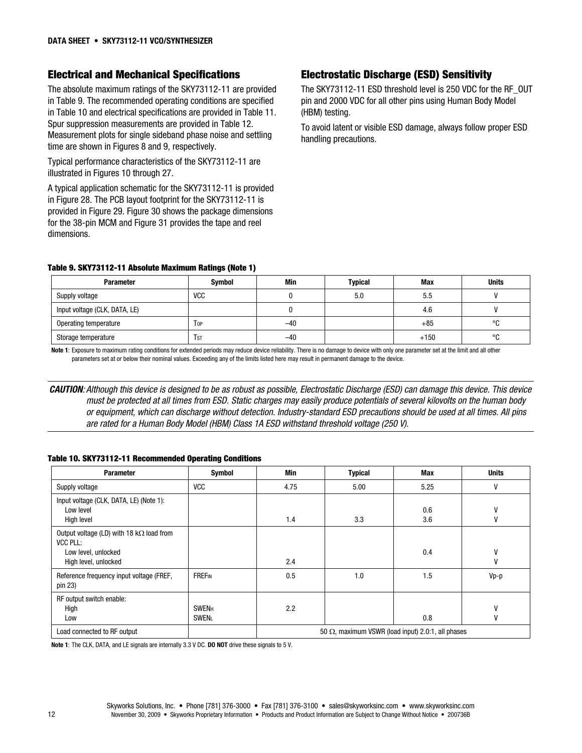## Electrical and Mechanical Specifications

The absolute maximum ratings of the SKY73112-11 are provided in Table 9. The recommended operating conditions are specified in Table 10 and electrical specifications are provided in Table 11. Spur suppression measurements are provided in Table 12. Measurement plots for single sideband phase noise and settling time are shown in Figures 8 and 9, respectively.

Typical performance characteristics of the SKY73112-11 are illustrated in Figures 10 through 27.

A typical application schematic for the SKY73112-11 is provided in Figure 28. The PCB layout footprint for the SKY73112-11 is provided in Figure 29. Figure 30 shows the package dimensions for the 38-pin MCM and Figure 31 provides the tape and reel dimensions.

## Electrostatic Discharge (ESD) Sensitivity

The SKY73112-11 ESD threshold level is 250 VDC for the RF_OUT pin and 2000 VDC for all other pins using Human Body Model (HBM) testing.

To avoid latent or visible ESD damage, always follow proper ESD handling precautions.

**Table 9. SKY73112-11 Absolute Maximum Ratings (Note 1)**

| Parameter | Symbol | Min | Typical | Max | Units |
|---|---|---|---|---|---|
| Supply voltage | VCC | 0 | 5.0 | 5.5 | V |
| Input voltage (CLK, DATA, LE) | | 0 | | 4.6 | V |
| Operating temperature | $T_{OP}$ | –40 | | +85 | °C |
| Storage temperature | $T_{ST}$ | –40 | | +150 | °C |

**Note 1**: Exposure to maximum rating conditions for extended periods may reduce device reliability. There is no damage to device with only one parameter set at the limit and all other parameters set at or below their nominal values. Exceeding any of the limits listed here may result in permanent damage to the device.

***CAUTION**: Although this device is designed to be as robust as possible, Electrostatic Discharge (ESD) can damage this device. This device must be protected at all times from ESD. Static charges may easily produce potentials of several kilovolts on the human body or equipment, which can discharge without detection. Industry-standard ESD precautions should be used at all times. All pins are rated for a Human Body Model (HBM) Class 1A ESD withstand threshold voltage (250 V).*

**Table 10. SKY73112-11 Recommended Operating Conditions**

| Parameter | Symbol | Min | Typical | Max | Units |
|---|---|---|---|---|---|
| Supply voltage | VCC | 4.75 | 5.00 | 5.25 | V |
| Input voltage (CLK, DATA, LE) (Note 1):<br>Low level<br>High level | | <br><br>1.4 | <br><br>3.3 | <br>0.6<br>3.6 | <br>V<br>V |
| Output voltage (LD) with 18 kΩ load from VCC PLL:<br>Low level, unlocked<br>High level, unlocked | | <br><br>2.4 | | <br>0.4<br> | <br>V<br>V |
| Reference frequency input voltage (FREF, pin 23) | $FREF_{IN}$ | 0.5 | 1.0 | 1.5 | Vp-p |
| RF output switch enable:<br>High<br>Low | <br>$SWEN_H$<br>$SWEN_L$ | <br>2.2<br> | | <br><br>0.8 | <br>V<br>V |
| Load connected to RF output | | 50 Ω, maximum VSWR (load input) 2.0:1, all phases | | | |

**Note 1**: The CLK, DATA, and LE signals are internally 3.3 V DC. **DO NOT** drive these signals to 5 V.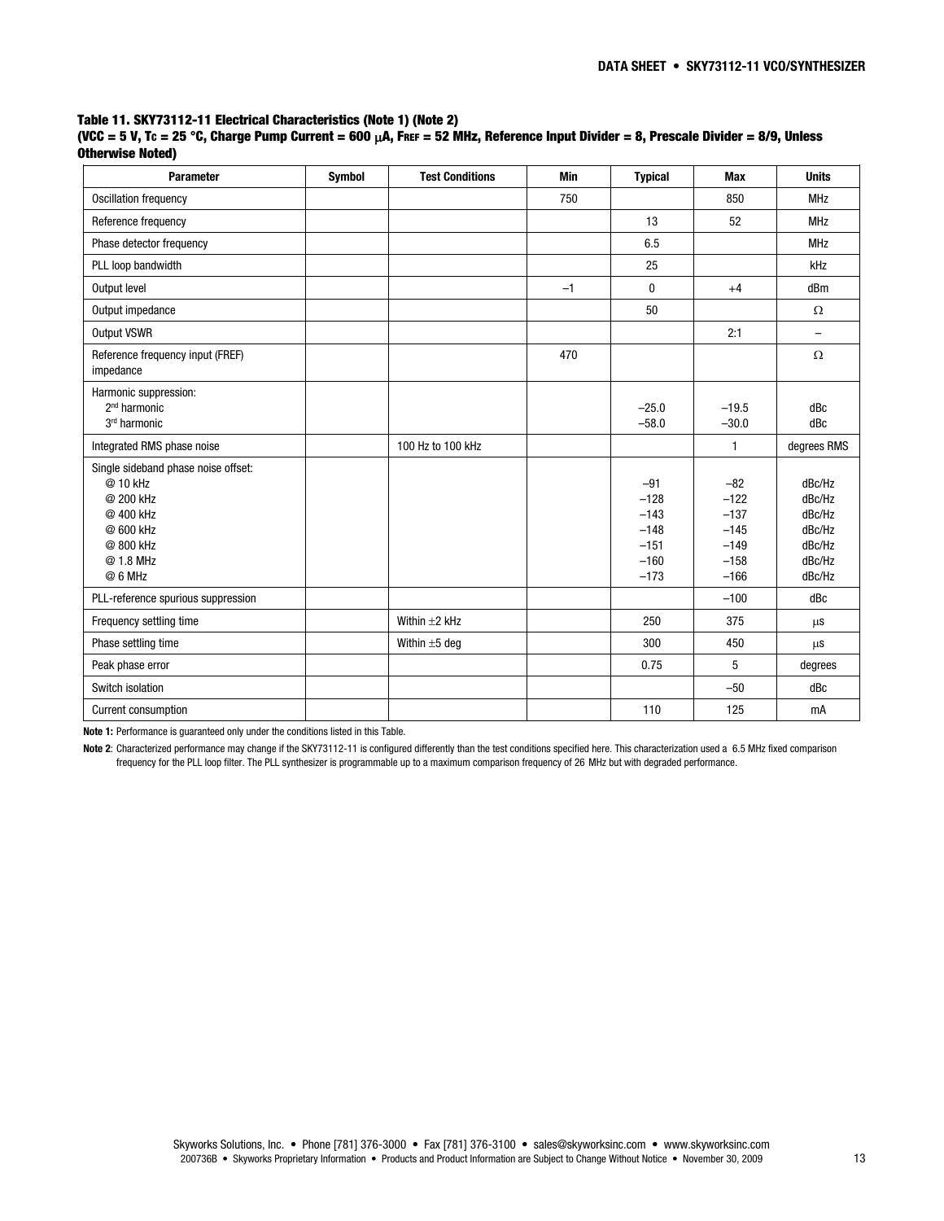**Table 11. SKY73112-11 Electrical Characteristics (Note 1) (Note 2)**
**(VCC = 5 V, $T_C$ = 25 °C, Charge Pump Current = 600 μA, $F_{REF}$ = 52 MHz, Reference Input Divider = 8, Prescale Divider = 8/9, Unless Otherwise Noted)**

| Parameter | Symbol | Test Conditions | Min | Typical | Max | Units |
|---|---|---|---|---|---|---|
| Oscillation frequency | | | 750 | | 850 | MHz |
| Reference frequency | | | | 13 | 52 | MHz |
| Phase detector frequency | | | | 6.5 | | MHz |
| PLL loop bandwidth | | | | 25 | | kHz |
| Output level | | | –1 | 0 | +4 | dBm |
| Output impedance | | | | 50 | | Ω |
| Output VSWR | | | | | 2:1 | – |
| Reference frequency input (FREF) impedance | | | 470 | | | Ω |
| Harmonic suppression:<br>2nd harmonic<br>3rd harmonic | | | | <br>–25.0<br>–58.0 | <br>–19.5<br>–30.0 | <br>dBc<br>dBc |
| Integrated RMS phase noise | | 100 Hz to 100 kHz | | | 1 | degrees RMS |
| Single sideband phase noise offset:<br>@ 10 kHz<br>@ 200 kHz<br>@ 400 kHz<br>@ 600 kHz<br>@ 800 kHz<br>@ 1.8 MHz<br>@ 6 MHz | | | | <br>–91<br>–128<br>–143<br>–148<br>–151<br>–160<br>–173 | <br>–82<br>–122<br>–137<br>–145<br>–149<br>–158<br>–166 | <br>dBc/Hz<br>dBc/Hz<br>dBc/Hz<br>dBc/Hz<br>dBc/Hz<br>dBc/Hz<br>dBc/Hz |
| PLL-reference spurious suppression | | | | | –100 | dBc |
| Frequency settling time | | Within ±2 kHz | | 250 | 375 | μs |
| Phase settling time | | Within ±5 deg | | 300 | 450 | μs |
| Peak phase error | | | | 0.75 | 5 | degrees |
| Switch isolation | | | | | –50 | dBc |
| Current consumption | | | | 110 | 125 | mA |

**Note 1:** Performance is guaranteed only under the conditions listed in this Table.

**Note 2**: Characterized performance may change if the SKY73112-11 is configured differently than the test conditions specified here. This characterization used a 6.5 MHz fixed comparison frequency for the PLL loop filter. The PLL synthesizer is programmable up to a maximum comparison frequency of 26 MHz but with degraded performance.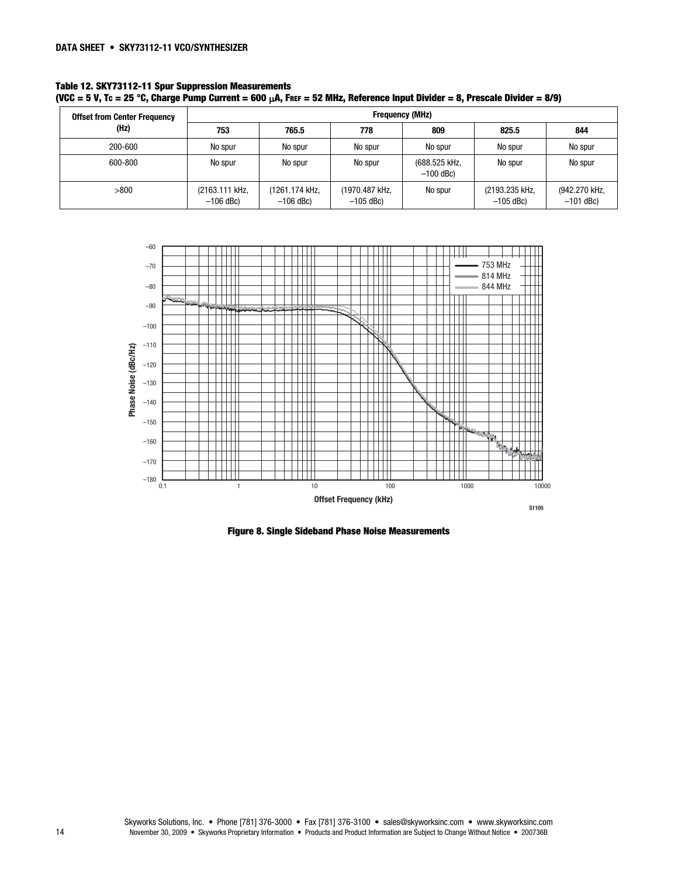**Table 12. SKY73112-11 Spur Suppression Measurements**
**(VCC = 5 V, TC = 25 °C, Charge Pump Current = 600 μA, FREF = 52 MHz, Reference Input Divider = 8, Prescale Divider = 8/9)**

| Offset from Center Frequency (Hz) | Frequency (MHz) | | | | | |
|---|---|---|---|---|---|---|
| | 753 | 765.5 | 778 | 809 | 825.5 | 844 |
| 200-600 | No spur | No spur | No spur | No spur | No spur | No spur |
| 600-800 | No spur | No spur | No spur | (688.525 kHz, –100 dBc) | No spur | No spur |
| >800 | (2163.111 kHz, –106 dBc) | (1261.174 kHz, –106 dBc) | (1970.487 kHz, –105 dBc) | No spur | (2193.235 kHz, –105 dBc) | (942.270 kHz, –101 dBc) |

Figure 8. Single Sideband Phase Noise Measurements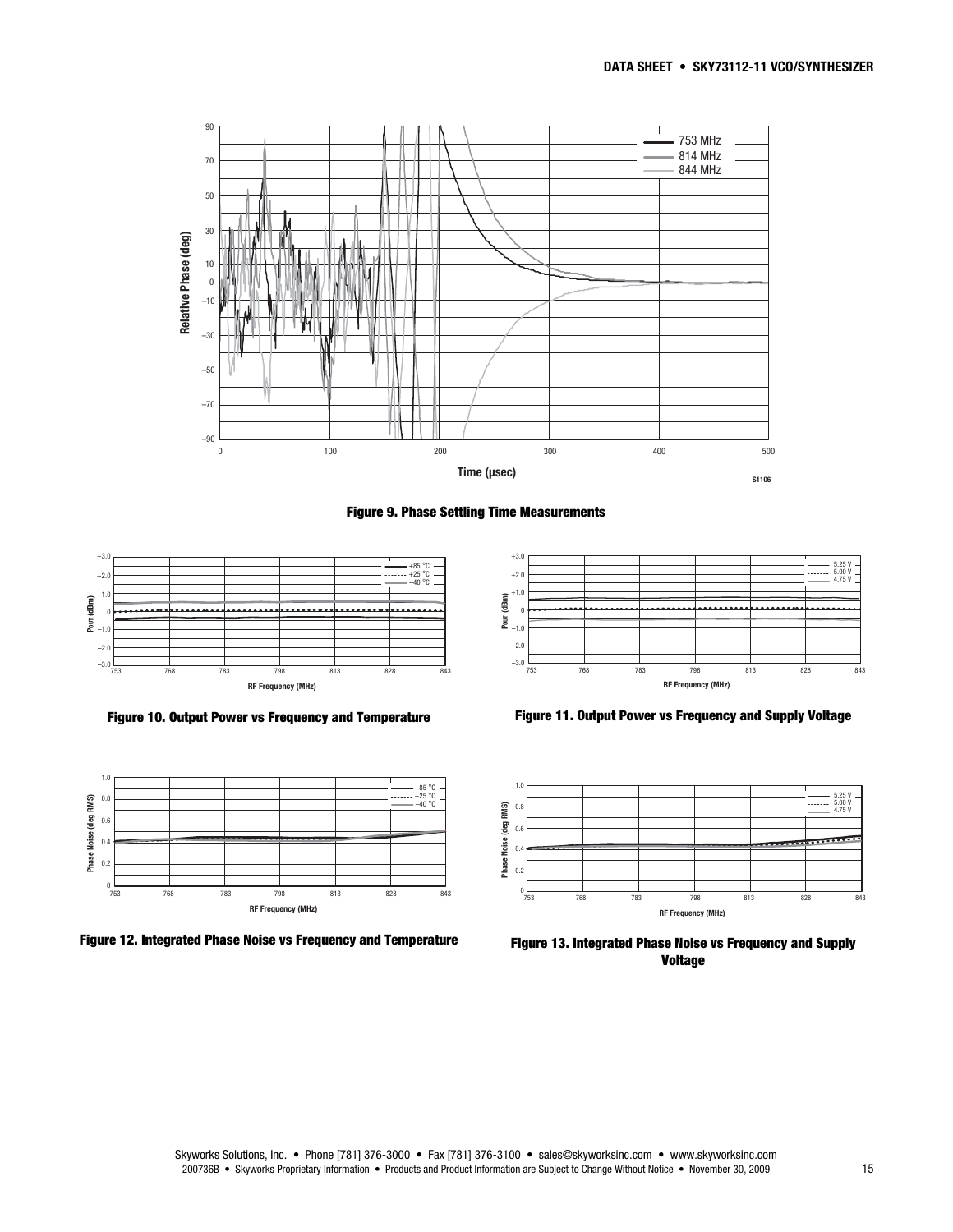Figure 9. Phase Settling Time Measurements

Figure 10. Output Power vs Frequency and Temperature

Figure 11. Output Power vs Frequency and Supply Voltage

Figure 12. Integrated Phase Noise vs Frequency and Temperature

Figure 13. Integrated Phase Noise vs Frequency and Supply Voltage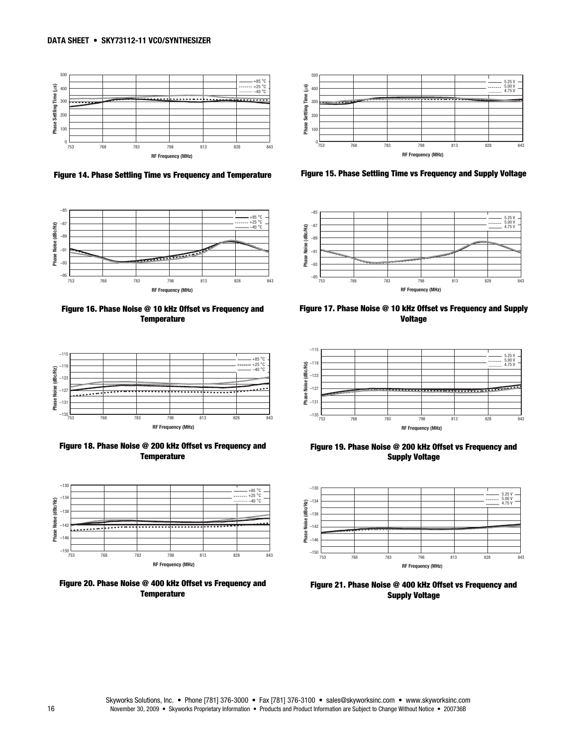Figure 14. Phase Settling Time vs Frequency and Temperature

Figure 15. Phase Settling Time vs Frequency and Supply Voltage

Figure 16. Phase Noise @ 10 kHz Offset vs Frequency and Temperature

Figure 17. Phase Noise @ 10 kHz Offset vs Frequency and Supply Voltage

Figure 18. Phase Noise @ 200 kHz Offset vs Frequency and Temperature

Figure 19. Phase Noise @ 200 kHz Offset vs Frequency and Supply Voltage

Figure 20. Phase Noise @ 400 kHz Offset vs Frequency and Temperature

Figure 21. Phase Noise @ 400 kHz Offset vs Frequency and Supply Voltage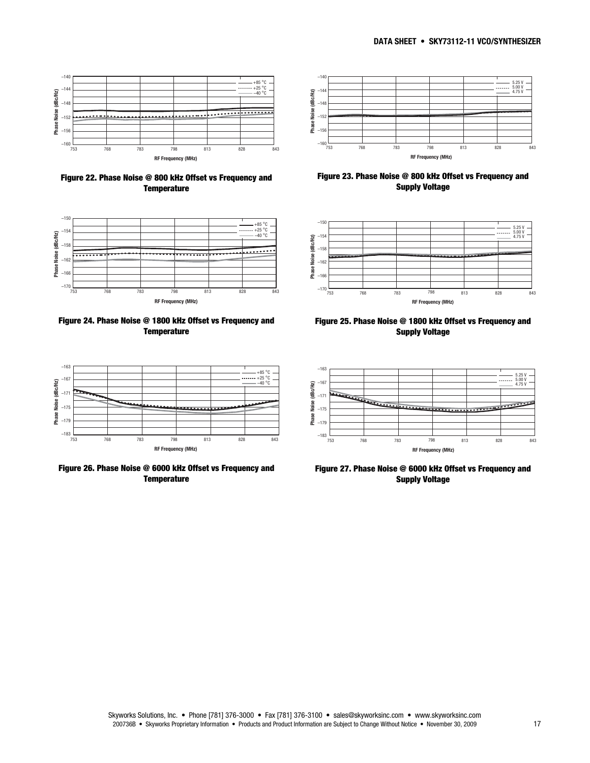Figure 22. Phase Noise @ 800 kHz Offset vs Frequency and Temperature

Figure 23. Phase Noise @ 800 kHz Offset vs Frequency and Supply Voltage

Figure 24. Phase Noise @ 1800 kHz Offset vs Frequency and Temperature

Figure 25. Phase Noise @ 1800 kHz Offset vs Frequency and Supply Voltage

Figure 26. Phase Noise @ 6000 kHz Offset vs Frequency and Temperature

Figure 27. Phase Noise @ 6000 kHz Offset vs Frequency and Supply Voltage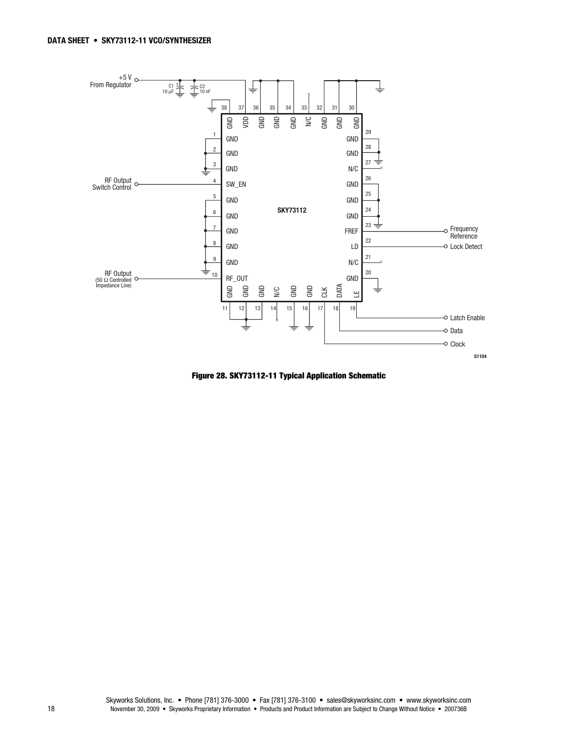Figure 28. SKY73112-11 Typical Application Schematic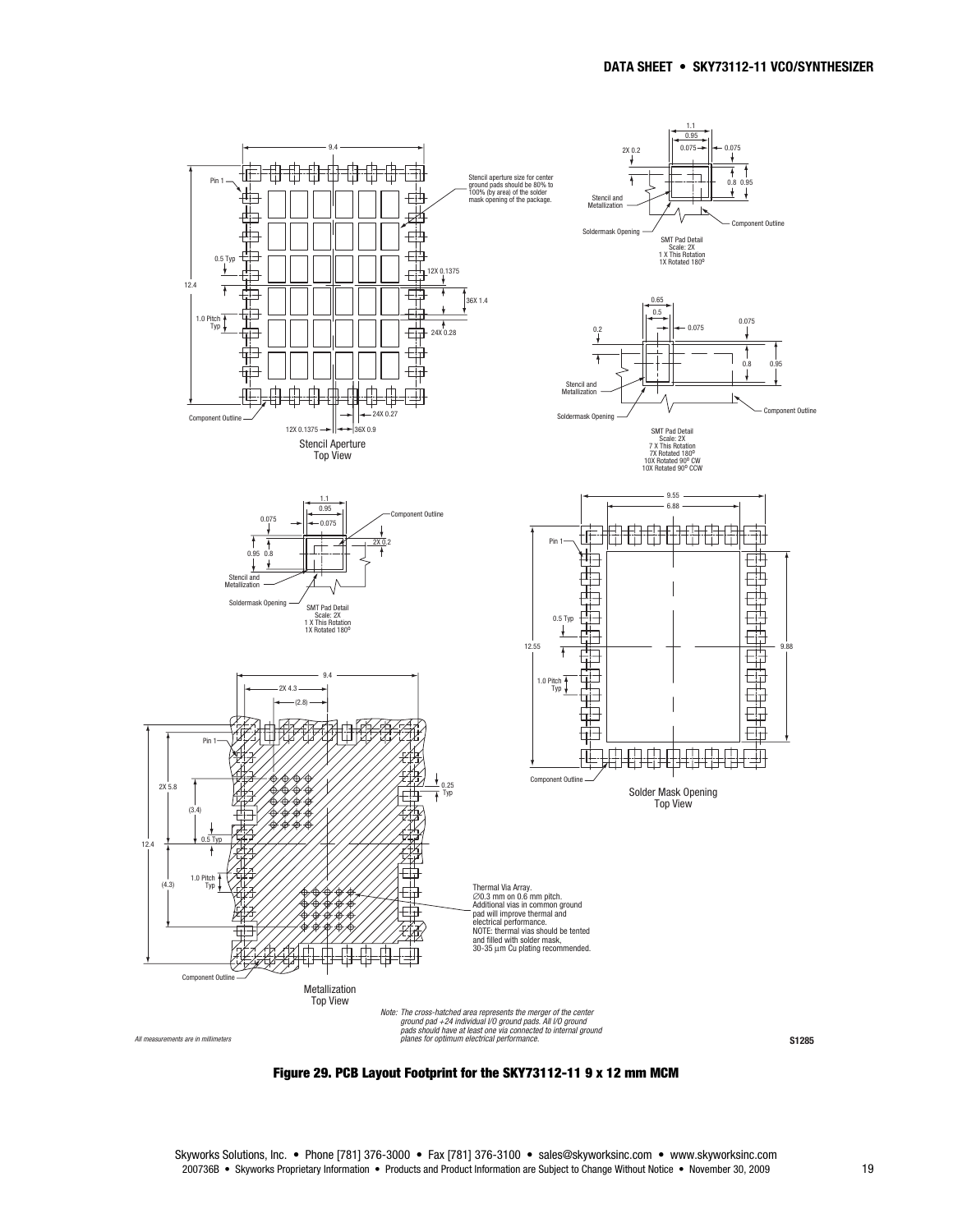Stencil Aperture
Top View

Stencil aperture size for center ground pads should be 80% to 100% (by area) of the solder mask opening of the package.

SMT Pad Detail
Scale: 2X
1 X This Rotation
1X Rotated 180º

SMT Pad Detail
Scale: 2X
7 X This Rotation
7X Rotated 180º
10X Rotated 90º CW
10X Rotated 90º CCW

SMT Pad Detail
Scale: 2X
1 X This Rotation
1X Rotated 180º

Solder Mask Opening
Top View

Metallization
Top View

Thermal Via Array.
∅0.3 mm on 0.6 mm pitch.
Additional vias in common ground pad will improve thermal and electrical performance.
NOTE: thermal vias should be tented and filled with solder mask, 30-35 µm Cu plating recommended.

*Note: The cross-hatched area represents the merger of the center ground pad +24 individual I/O ground pads. All I/O ground pads should have at least one via connected to internal ground planes for optimum electrical performance.*

*All measurements are in millimeters*

S1285

**Figure 29. PCB Layout Footprint for the SKY73112-11 9 x 12 mm MCM**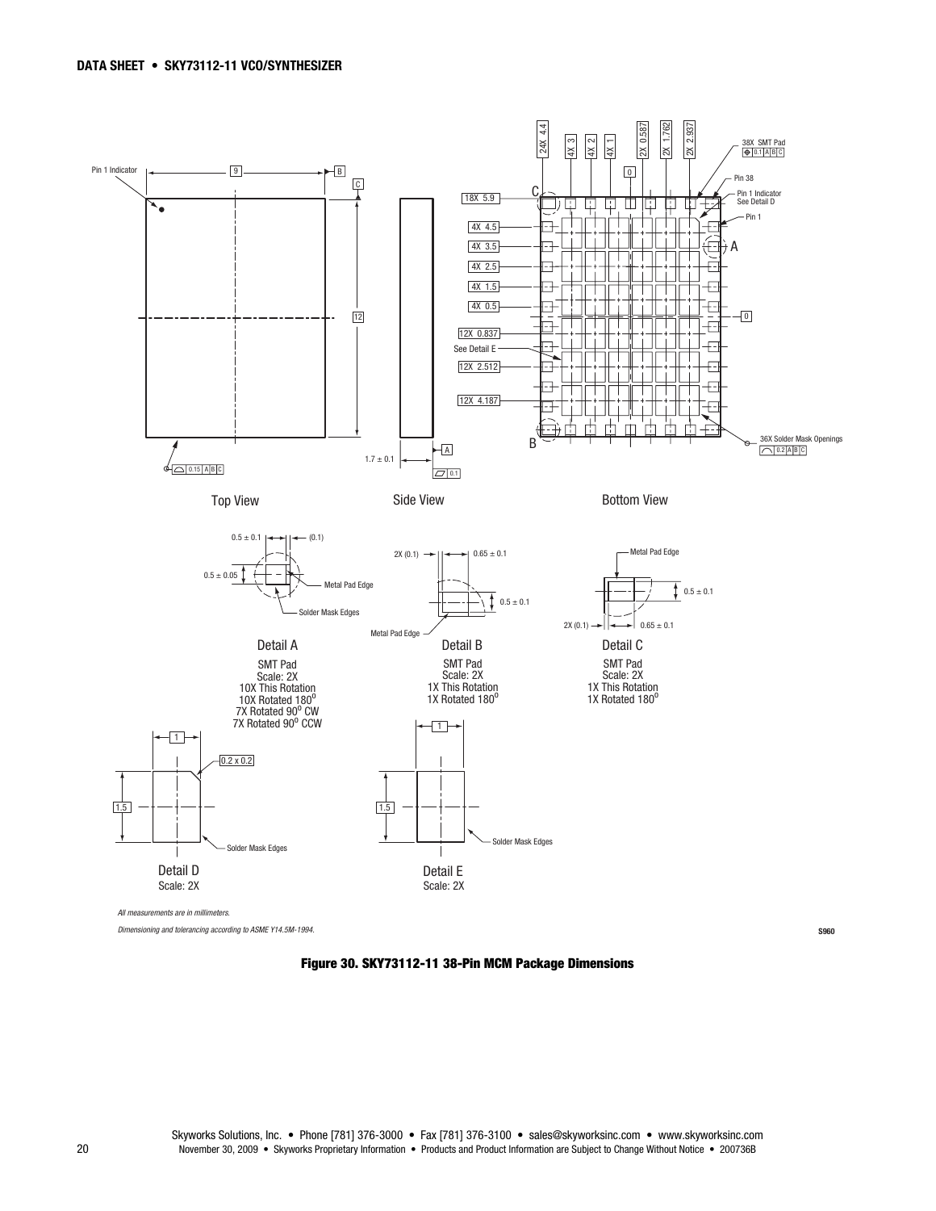Top View

Side View

Bottom View

Detail A
SMT Pad
Scale: 2X
10X This Rotation
10X Rotated 180°
7X Rotated 90° CW
7X Rotated 90° CCW

Detail B
SMT Pad
Scale: 2X
1X This Rotation
1X Rotated 180°

Detail C
SMT Pad
Scale: 2X
1X This Rotation
1X Rotated 180°

Detail D
Scale: 2X

Detail E
Scale: 2X

*All measurements are in millimeters.*

*Dimensioning and tolerancing according to ASME Y14.5M-1994.*

S960

**Figure 30. SKY73112-11 38-Pin MCM Package Dimensions**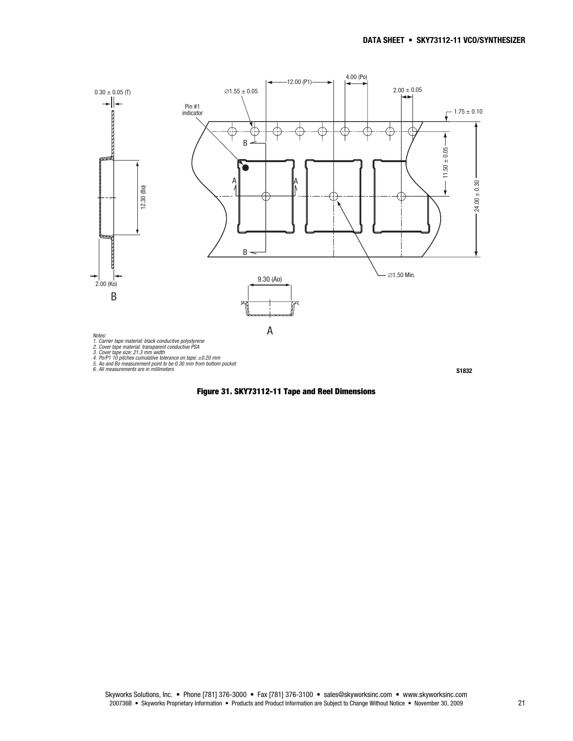Notes:
1. Carrier tape material: black conductive polystyrene
2. Cover tape material: transparent conductive PSA
3. Cover tape size: 21.3 mm width
4. Po/P1 10 pitches cumulative tolerance on tape: ±0.20 mm
5. Ao and Bo measurement point to be 0.30 mm from bottom pocket
6. All measurements are in millimeters

S1832

**Figure 31. SKY73112-11 Tape and Reel Dimensions**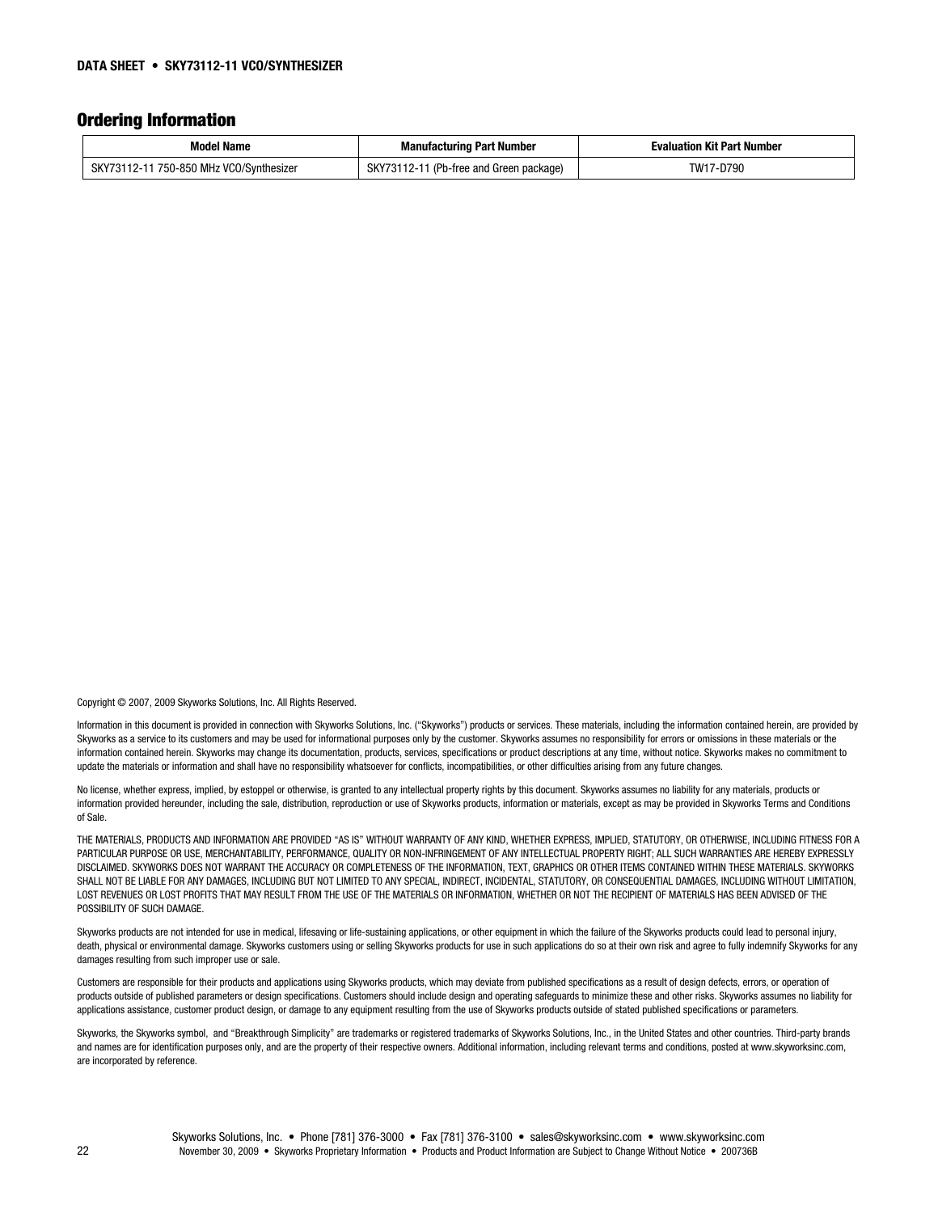## Ordering Information

| Model Name | Manufacturing Part Number | Evaluation Kit Part Number |
|---|---|---|
| SKY73112-11 750-850 MHz VCO/Synthesizer | SKY73112-11 (Pb-free and Green package) | TW17-D790 |

Copyright © 2007, 2009 Skyworks Solutions, Inc. All Rights Reserved.

Information in this document is provided in connection with Skyworks Solutions, Inc. ("Skyworks") products or services. These materials, including the information contained herein, are provided by Skyworks as a service to its customers and may be used for informational purposes only by the customer. Skyworks assumes no responsibility for errors or omissions in these materials or the information contained herein. Skyworks may change its documentation, products, services, specifications or product descriptions at any time, without notice. Skyworks makes no commitment to update the materials or information and shall have no responsibility whatsoever for conflicts, incompatibilities, or other difficulties arising from any future changes.

No license, whether express, implied, by estoppel or otherwise, is granted to any intellectual property rights by this document. Skyworks assumes no liability for any materials, products or information provided hereunder, including the sale, distribution, reproduction or use of Skyworks products, information or materials, except as may be provided in Skyworks Terms and Conditions of Sale.

THE MATERIALS, PRODUCTS AND INFORMATION ARE PROVIDED "AS IS" WITHOUT WARRANTY OF ANY KIND, WHETHER EXPRESS, IMPLIED, STATUTORY, OR OTHERWISE, INCLUDING FITNESS FOR A PARTICULAR PURPOSE OR USE, MERCHANTABILITY, PERFORMANCE, QUALITY OR NON-INFRINGEMENT OF ANY INTELLECTUAL PROPERTY RIGHT; ALL SUCH WARRANTIES ARE HEREBY EXPRESSLY DISCLAIMED. SKYWORKS DOES NOT WARRANT THE ACCURACY OR COMPLETENESS OF THE INFORMATION, TEXT, GRAPHICS OR OTHER ITEMS CONTAINED WITHIN THESE MATERIALS. SKYWORKS SHALL NOT BE LIABLE FOR ANY DAMAGES, INCLUDING BUT NOT LIMITED TO ANY SPECIAL, INDIRECT, INCIDENTAL, STATUTORY, OR CONSEQUENTIAL DAMAGES, INCLUDING WITHOUT LIMITATION, LOST REVENUES OR LOST PROFITS THAT MAY RESULT FROM THE USE OF THE MATERIALS OR INFORMATION, WHETHER OR NOT THE RECIPIENT OF MATERIALS HAS BEEN ADVISED OF THE POSSIBILITY OF SUCH DAMAGE.

Skyworks products are not intended for use in medical, lifesaving or life-sustaining applications, or other equipment in which the failure of the Skyworks products could lead to personal injury, death, physical or environmental damage. Skyworks customers using or selling Skyworks products for use in such applications do so at their own risk and agree to fully indemnify Skyworks for any damages resulting from such improper use or sale.

Customers are responsible for their products and applications using Skyworks products, which may deviate from published specifications as a result of design defects, errors, or operation of products outside of published parameters or design specifications. Customers should include design and operating safeguards to minimize these and other risks. Skyworks assumes no liability for applications assistance, customer product design, or damage to any equipment resulting from the use of Skyworks products outside of stated published specifications or parameters.

Skyworks, the Skyworks symbol, and "Breakthrough Simplicity" are trademarks or registered trademarks of Skyworks Solutions, Inc., in the United States and other countries. Third-party brands and names are for identification purposes only, and are the property of their respective owners. Additional information, including relevant terms and conditions, posted at www.skyworksinc.com, are incorporated by reference.